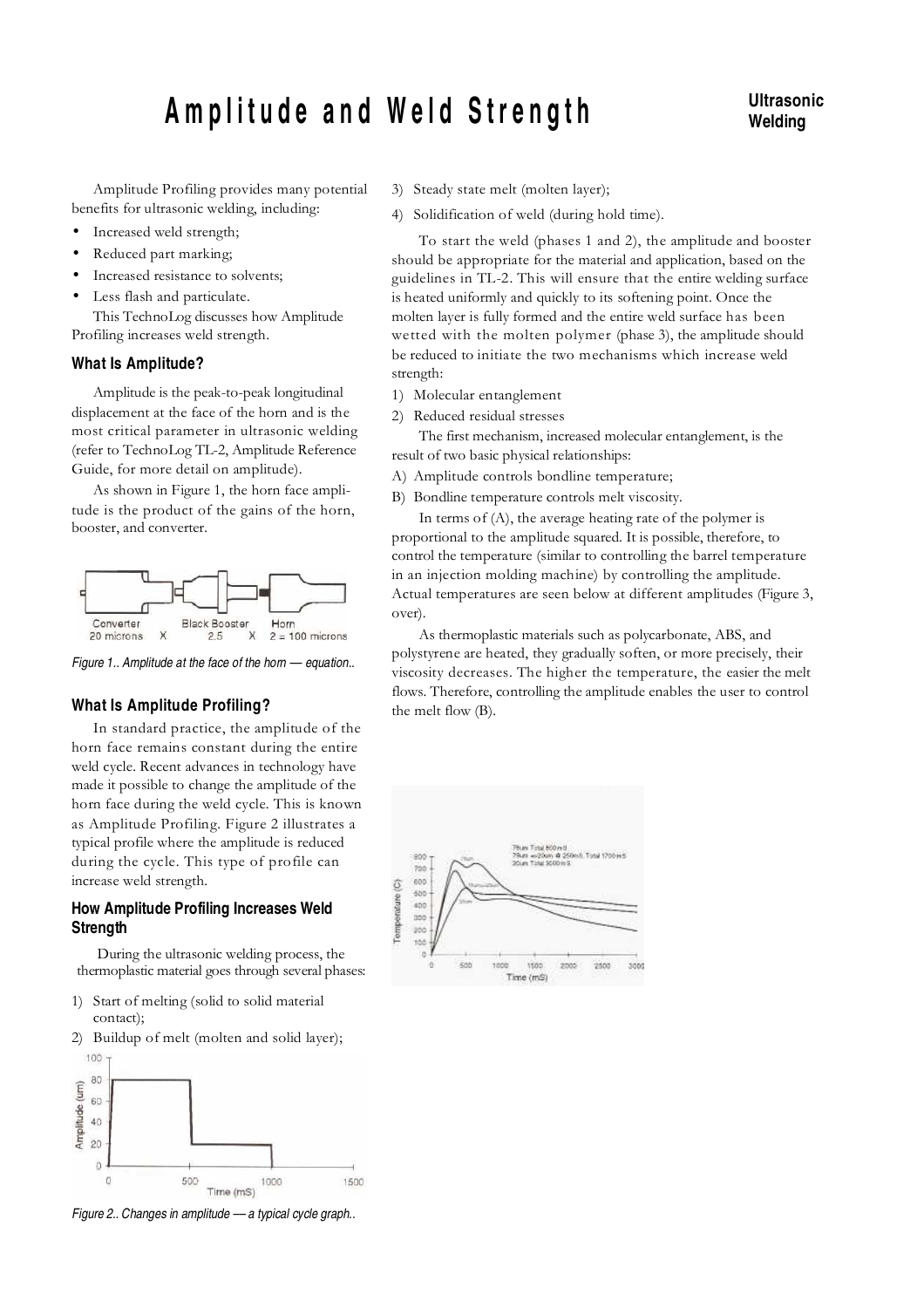# Amplitude and Weld Strength

**Ultrasonic Welding**

Amplitude Profiling provides many potential benefits for ultrasonic welding, including:

- Increased weld strength;
- Reduced part marking;
- Increased resistance to solvents;
- Less flash and particulate.

This TechnoLog discusses how Amplitude Profiling increases weld strength.

### What Is Amplitude?

Amplitude is the peak-to-peak longitudinal displacement at the face of the horn and is the most critical parameter in ultrasonic welding (refer to TechnoLog TL-2, Amplitude Reference Guide, for more detail on amplitude).

As shown in Figure 1, the horn face amplitude is the product of the gains of the horn, booster, and converter.

Converter 20 microns X Black Booster 2.5 X Horn 2 = 100 microns

*Figure 1.. Amplitude at the face of the horn — equation..*

### What Is Amplitude Profiling?

In standard practice, the amplitude of the horn face remains constant during the entire weld cycle. Recent advances in technology have made it possible to change the amplitude of the horn face during the weld cycle. This is known as Amplitude Profiling. Figure 2 illustrates a typical profile where the amplitude is reduced during the cycle. This type of profile can increase weld strength.

### How Amplitude Profiling Increases Weld Strength

During the ultrasonic welding process, the thermoplastic material goes through several phases:

1) Start of melting (solid to solid material contact);
2) Buildup of melt (molten and solid layer);

*Figure 2.. Changes in amplitude — a typical cycle graph..*

3) Steady state melt (molten layer);
4) Solidification of weld (during hold time).

To start the weld (phases 1 and 2), the amplitude and booster should be appropriate for the material and application, based on the guidelines in TL-2. This will ensure that the entire welding surface is heated uniformly and quickly to its softening point. Once the molten layer is fully formed and the entire weld surface has been wetted with the molten polymer (phase 3), the amplitude should be reduced to initiate the two mechanisms which increase weld strength:

1) Molecular entanglement
2) Reduced residual stresses

The first mechanism, increased molecular entanglement, is the result of two basic physical relationships:

A) Amplitude controls bondline temperature;
B) Bondline temperature controls melt viscosity.

In terms of (A), the average heating rate of the polymer is proportional to the amplitude squared. It is possible, therefore, to control the temperature (similar to controlling the barrel temperature in an injection molding machine) by controlling the amplitude. Actual temperatures are seen below at different amplitudes (Figure 3, over).

As thermoplastic materials such as polycarbonate, ABS, and polystyrene are heated, they gradually soften, or more precisely, their viscosity decreases. The higher the temperature, the easier the melt flows. Therefore, controlling the amplitude enables the user to control the melt flow (B).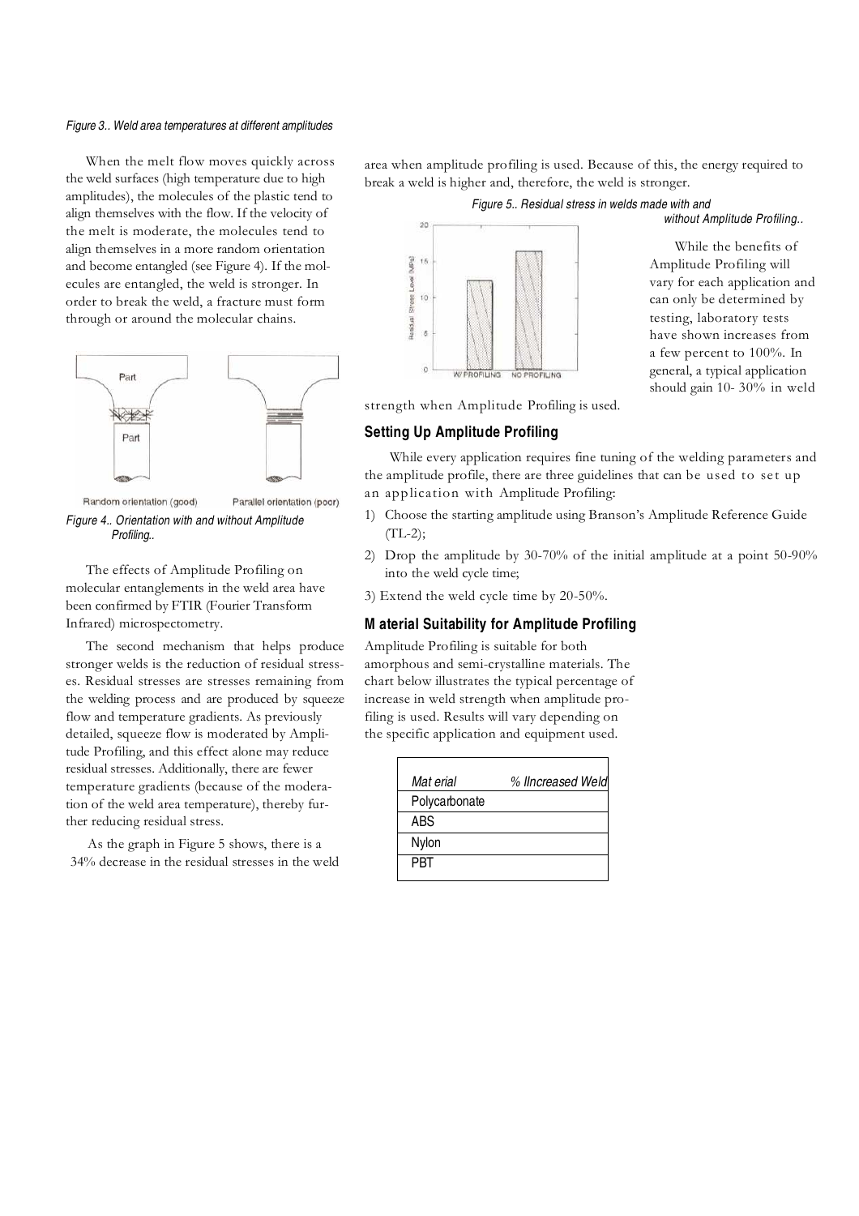*Figure 3.. Weld area temperatures at different amplitudes*

When the melt flow moves quickly across the weld surfaces (high temperature due to high amplitudes), the molecules of the plastic tend to align themselves with the flow. If the velocity of the melt is moderate, the molecules tend to align themselves in a more random orientation and become entangled (see Figure 4). If the molecules are entangled, the weld is stronger. In order to break the weld, a fracture must form through or around the molecular chains.

Part

Part

Random orientation (good)

Parallel orientation (poor)

*Figure 4.. Orientation with and without Amplitude Profiling..*

The effects of Amplitude Profiling on molecular entanglements in the weld area have been confirmed by FTIR (Fourier Transform Infrared) microspectometry.

The second mechanism that helps produce stronger welds is the reduction of residual stresses. Residual stresses are stresses remaining from the welding process and are produced by squeeze flow and temperature gradients. As previously detailed, squeeze flow is moderated by Amplitude Profiling, and this effect alone may reduce residual stresses. Additionally, there are fewer temperature gradients (because of the moderation of the weld area temperature), thereby further reducing residual stress.

As the graph in Figure 5 shows, there is a 34% decrease in the residual stresses in the weld area when amplitude profiling is used. Because of this, the energy required to break a weld is higher and, therefore, the weld is stronger.

*Figure 5.. Residual stress in welds made with and without Amplitude Profiling..*

Residual Stress Level (MPa)

20

15

10

5

0

W/ PROFILING

NO PROFILING

While the benefits of Amplitude Profiling will vary for each application and can only be determined by testing, laboratory tests have shown increases from a few percent to 100%. In general, a typical application should gain 10- 30% in weld strength when Amplitude Profiling is used.

## Setting Up Amplitude Profiling

While every application requires fine tuning of the welding parameters and the amplitude profile, there are three guidelines that can be used to set up an application with Amplitude Profiling:

1) Choose the starting amplitude using Branson's Amplitude Reference Guide (TL-2);
2) Drop the amplitude by 30-70% of the initial amplitude at a point 50-90% into the weld cycle time;
3) Extend the weld cycle time by 20-50%.

## Material Suitability for Amplitude Profiling

Amplitude Profiling is suitable for both amorphous and semi-crystalline materials. The chart below illustrates the typical percentage of increase in weld strength when amplitude profiling is used. Results will vary depending on the specific application and equipment used.

| *Material* | *% IIncreased Weld* |
|---|---|
| Polycarbonate | |
| ABS | |
| Nylon | |
| PBT | |